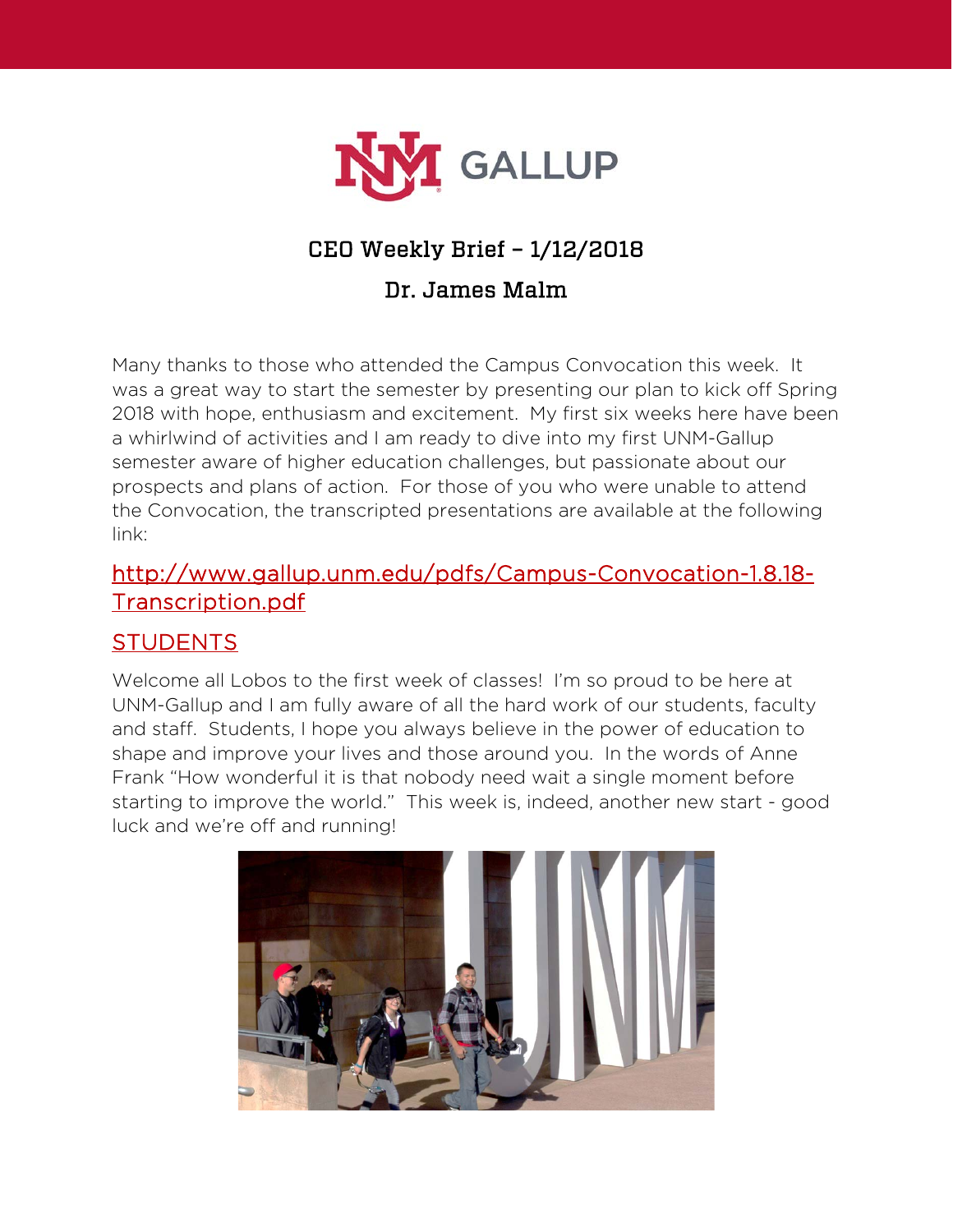# CEO Weekly Brief – 1/12/2018

## Dr. James Malm

Many thanks to those who attended the Campus Convocation this week. It was a great way to start the semester by presenting our plan to kick off Spring 2018 with hope, enthusiasm and excitement. My first six weeks here have been a whirlwind of activities and I am ready to dive into my first UNM-Gallup semester aware of higher education challenges, but passionate about our prospects and plans of action. For those of you who were unable to attend the Convocation, the transcripted presentations are available at the following link:

[http://www.gallup.unm.edu/pdfs/Campus-Convocation-1.8.18-Transcription.pdf](http://www.gallup.unm.edu/pdfs/Campus-Convocation-1.8.18-Transcription.pdf)

## STUDENTS

Welcome all Lobos to the first week of classes! I'm so proud to be here at UNM-Gallup and I am fully aware of all the hard work of our students, faculty and staff. Students, I hope you always believe in the power of education to shape and improve your lives and those around you. In the words of Anne Frank "How wonderful it is that nobody need wait a single moment before starting to improve the world." This week is, indeed, another new start - good luck and we're off and running!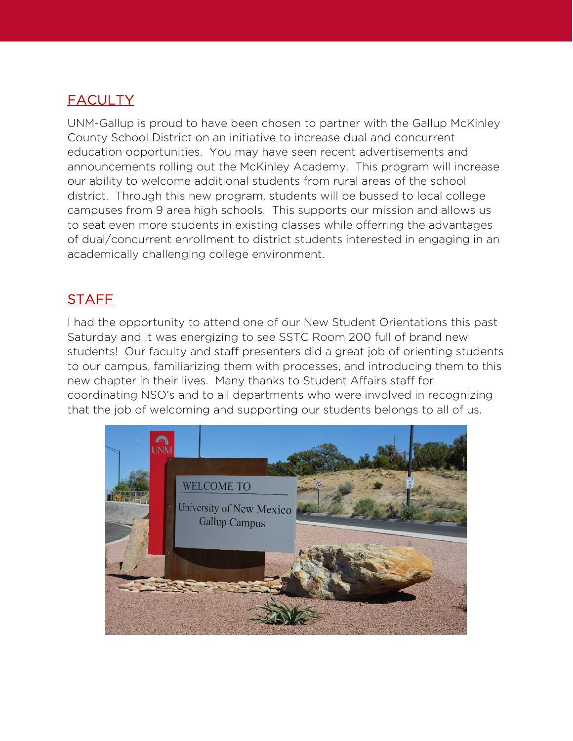## FACULTY

UNM-Gallup is proud to have been chosen to partner with the Gallup McKinley County School District on an initiative to increase dual and concurrent education opportunities. You may have seen recent advertisements and announcements rolling out the McKinley Academy. This program will increase our ability to welcome additional students from rural areas of the school district. Through this new program, students will be bussed to local college campuses from 9 area high schools. This supports our mission and allows us to seat even more students in existing classes while offerring the advantages of dual/concurrent enrollment to district students interested in engaging in an academically challenging college environment.

## STAFF

I had the opportunity to attend one of our New Student Orientations this past Saturday and it was energizing to see SSTC Room 200 full of brand new students! Our faculty and staff presenters did a great job of orienting students to our campus, familiarizing them with processes, and introducing them to this new chapter in their lives. Many thanks to Student Affairs staff for coordinating NSO's and to all departments who were involved in recognizing that the job of welcoming and supporting our students belongs to all of us.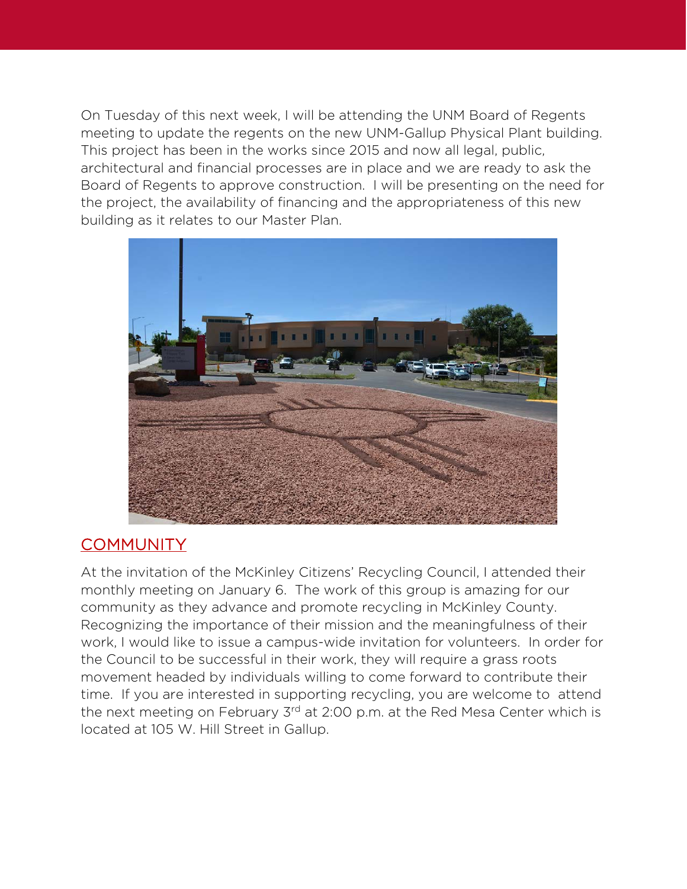On Tuesday of this next week, I will be attending the UNM Board of Regents meeting to update the regents on the new UNM-Gallup Physical Plant building. This project has been in the works since 2015 and now all legal, public, architectural and financial processes are in place and we are ready to ask the Board of Regents to approve construction. I will be presenting on the need for the project, the availability of financing and the appropriateness of this new building as it relates to our Master Plan.

## COMMUNITY

At the invitation of the McKinley Citizens' Recycling Council, I attended their monthly meeting on January 6. The work of this group is amazing for our community as they advance and promote recycling in McKinley County. Recognizing the importance of their mission and the meaningfulness of their work, I would like to issue a campus-wide invitation for volunteers. In order for the Council to be successful in their work, they will require a grass roots movement headed by individuals willing to come forward to contribute their time. If you are interested in supporting recycling, you are welcome to attend the next meeting on February 3rd at 2:00 p.m. at the Red Mesa Center which is located at 105 W. Hill Street in Gallup.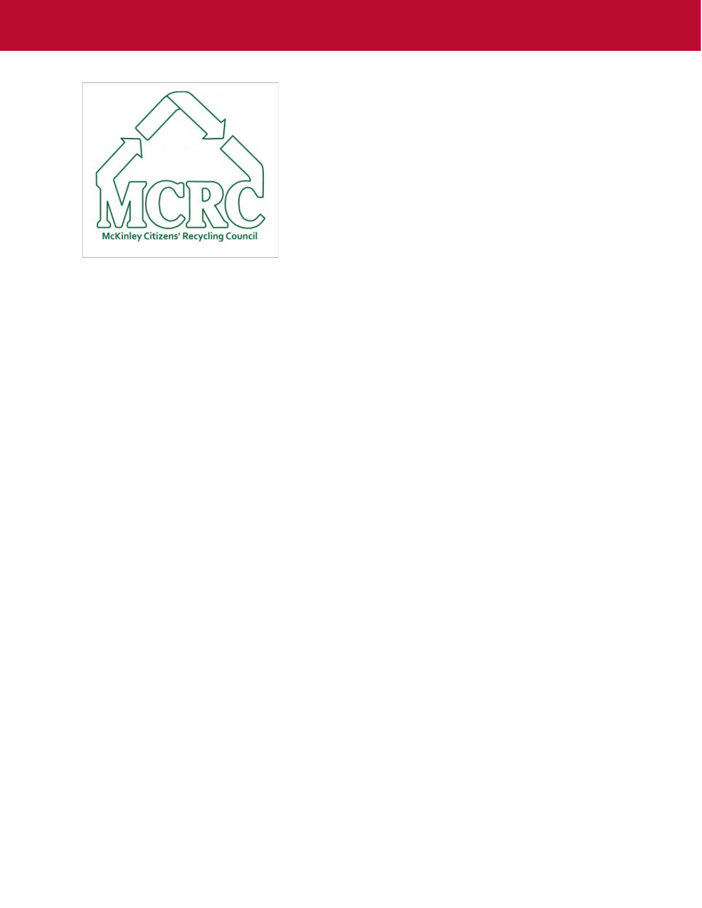MCRC

McKinley Citizens' Recycling Council